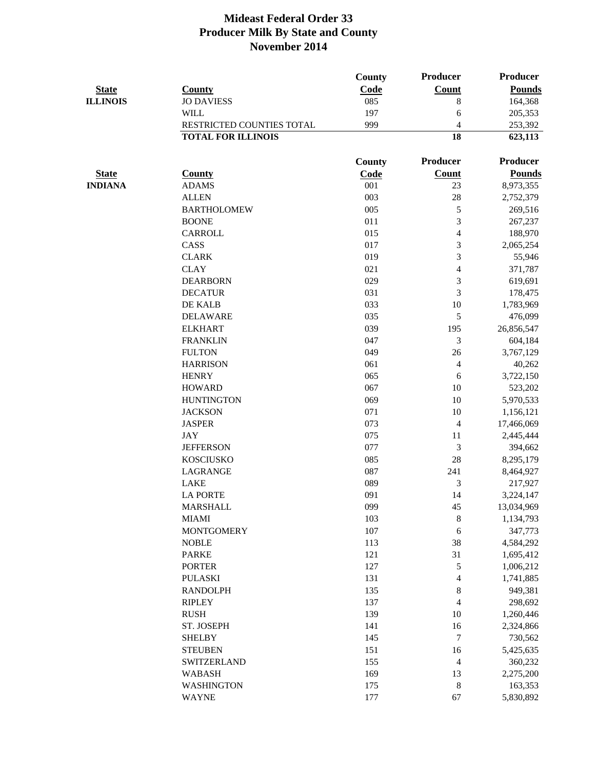# Mideast Federal Order 33
## Producer Milk By State and County
## November 2014

| State | County | County Code | Producer Count | Producer Pounds |
|---|---|---|---|---|
| ILLINOIS | JO DAVIESS | 085 | 8 | 164,368 |
| | WILL | 197 | 6 | 205,353 |
| | RESTRICTED COUNTIES TOTAL | 999 | 4 | 253,392 |
| | **TOTAL FOR ILLINOIS** | | **18** | **623,113** |

| State | County | County Code | Producer Count | Producer Pounds |
|---|---|---|---|---|
| INDIANA | ADAMS | 001 | 23 | 8,973,355 |
| | ALLEN | 003 | 28 | 2,752,379 |
| | BARTHOLOMEW | 005 | 5 | 269,516 |
| | BOONE | 011 | 3 | 267,237 |
| | CARROLL | 015 | 4 | 188,970 |
| | CASS | 017 | 3 | 2,065,254 |
| | CLARK | 019 | 3 | 55,946 |
| | CLAY | 021 | 4 | 371,787 |
| | DEARBORN | 029 | 3 | 619,691 |
| | DECATUR | 031 | 3 | 178,475 |
| | DE KALB | 033 | 10 | 1,783,969 |
| | DELAWARE | 035 | 5 | 476,099 |
| | ELKHART | 039 | 195 | 26,856,547 |
| | FRANKLIN | 047 | 3 | 604,184 |
| | FULTON | 049 | 26 | 3,767,129 |
| | HARRISON | 061 | 4 | 40,262 |
| | HENRY | 065 | 6 | 3,722,150 |
| | HOWARD | 067 | 10 | 523,202 |
| | HUNTINGTON | 069 | 10 | 5,970,533 |
| | JACKSON | 071 | 10 | 1,156,121 |
| | JASPER | 073 | 4 | 17,466,069 |
| | JAY | 075 | 11 | 2,445,444 |
| | JEFFERSON | 077 | 3 | 394,662 |
| | KOSCIUSKO | 085 | 28 | 8,295,179 |
| | LAGRANGE | 087 | 241 | 8,464,927 |
| | LAKE | 089 | 3 | 217,927 |
| | LA PORTE | 091 | 14 | 3,224,147 |
| | MARSHALL | 099 | 45 | 13,034,969 |
| | MIAMI | 103 | 8 | 1,134,793 |
| | MONTGOMERY | 107 | 6 | 347,773 |
| | NOBLE | 113 | 38 | 4,584,292 |
| | PARKE | 121 | 31 | 1,695,412 |
| | PORTER | 127 | 5 | 1,006,212 |
| | PULASKI | 131 | 4 | 1,741,885 |
| | RANDOLPH | 135 | 8 | 949,381 |
| | RIPLEY | 137 | 4 | 298,692 |
| | RUSH | 139 | 10 | 1,260,446 |
| | ST. JOSEPH | 141 | 16 | 2,324,866 |
| | SHELBY | 145 | 7 | 730,562 |
| | STEUBEN | 151 | 16 | 5,425,635 |
| | SWITZERLAND | 155 | 4 | 360,232 |
| | WABASH | 169 | 13 | 2,275,200 |
| | WASHINGTON | 175 | 8 | 163,353 |
| | WAYNE | 177 | 67 | 5,830,892 |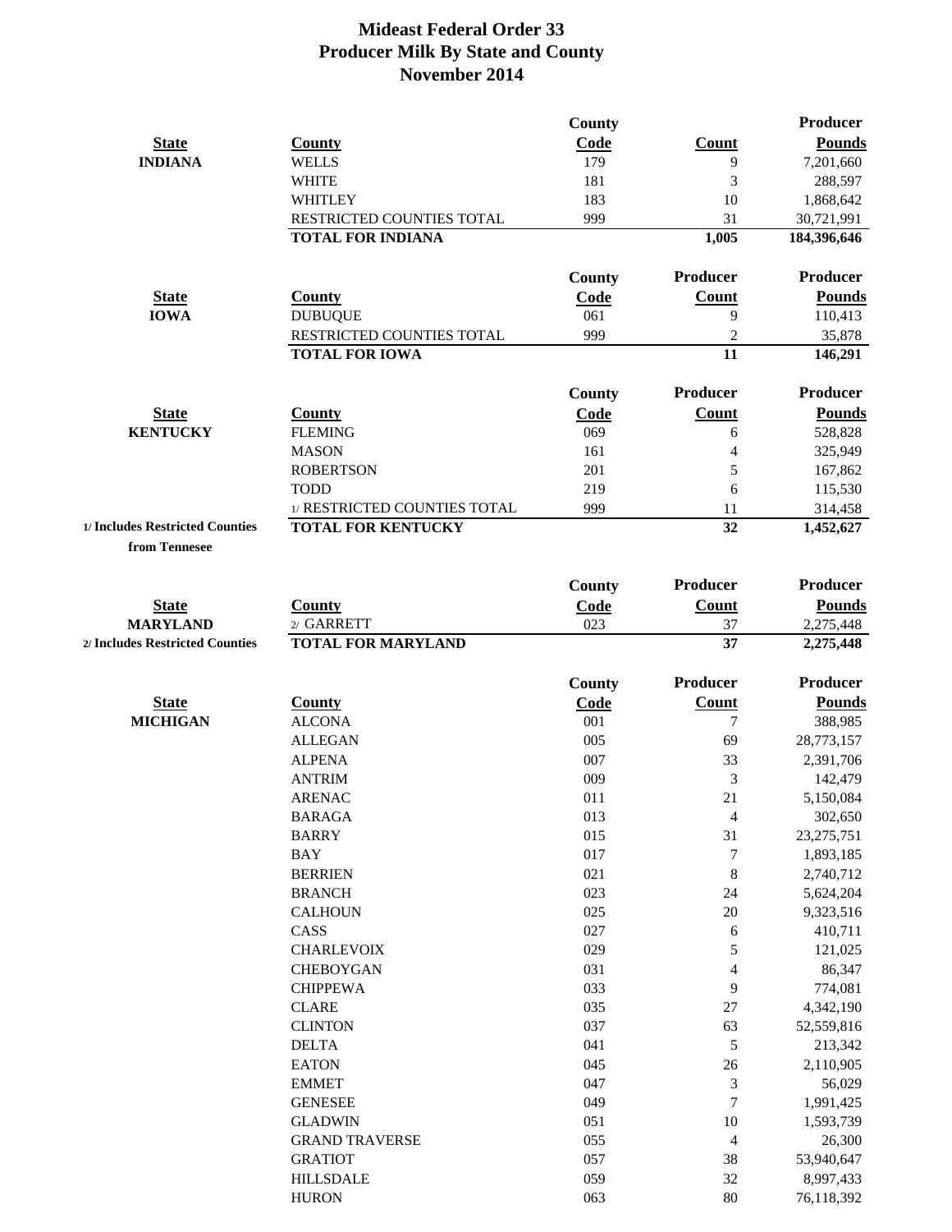# Mideast Federal Order 33
## Producer Milk By State and County
### November 2014

| State | County | County Code | Count | Producer Pounds |
|---|---|---|---|---|
| **INDIANA** | WELLS | 179 | 9 | 7,201,660 |
| | WHITE | 181 | 3 | 288,597 |
| | WHITLEY | 183 | 10 | 1,868,642 |
| | RESTRICTED COUNTIES TOTAL | 999 | 31 | 30,721,991 |
| | **TOTAL FOR INDIANA** | | **1,005** | **184,396,646** |

| State | County | County Code | Producer Count | Producer Pounds |
|---|---|---|---|---|
| **IOWA** | DUBUQUE | 061 | 9 | 110,413 |
| | RESTRICTED COUNTIES TOTAL | 999 | 2 | 35,878 |
| | **TOTAL FOR IOWA** | | **11** | **146,291** |

| State | County | County Code | Producer Count | Producer Pounds |
|---|---|---|---|---|
| **KENTUCKY** | FLEMING | 069 | 6 | 528,828 |
| | MASON | 161 | 4 | 325,949 |
| | ROBERTSON | 201 | 5 | 167,862 |
| | TODD | 219 | 6 | 115,530 |
| | 1/ RESTRICTED COUNTIES TOTAL | 999 | 11 | 314,458 |
| **1/ Includes Restricted Counties from Tennesee** | **TOTAL FOR KENTUCKY** | | **32** | **1,452,627** |

| State | County | County Code | Producer Count | Producer Pounds |
|---|---|---|---|---|
| **MARYLAND** | 2/ GARRETT | 023 | 37 | 2,275,448 |
| **2/ Includes Restricted Counties** | **TOTAL FOR MARYLAND** | | **37** | **2,275,448** |

| State | County | County Code | Producer Count | Producer Pounds |
|---|---|---|---|---|
| **MICHIGAN** | ALCONA | 001 | 7 | 388,985 |
| | ALLEGAN | 005 | 69 | 28,773,157 |
| | ALPENA | 007 | 33 | 2,391,706 |
| | ANTRIM | 009 | 3 | 142,479 |
| | ARENAC | 011 | 21 | 5,150,084 |
| | BARAGA | 013 | 4 | 302,650 |
| | BARRY | 015 | 31 | 23,275,751 |
| | BAY | 017 | 7 | 1,893,185 |
| | BERRIEN | 021 | 8 | 2,740,712 |
| | BRANCH | 023 | 24 | 5,624,204 |
| | CALHOUN | 025 | 20 | 9,323,516 |
| | CASS | 027 | 6 | 410,711 |
| | CHARLEVOIX | 029 | 5 | 121,025 |
| | CHEBOYGAN | 031 | 4 | 86,347 |
| | CHIPPEWA | 033 | 9 | 774,081 |
| | CLARE | 035 | 27 | 4,342,190 |
| | CLINTON | 037 | 63 | 52,559,816 |
| | DELTA | 041 | 5 | 213,342 |
| | EATON | 045 | 26 | 2,110,905 |
| | EMMET | 047 | 3 | 56,029 |
| | GENESEE | 049 | 7 | 1,991,425 |
| | GLADWIN | 051 | 10 | 1,593,739 |
| | GRAND TRAVERSE | 055 | 4 | 26,300 |
| | GRATIOT | 057 | 38 | 53,940,647 |
| | HILLSDALE | 059 | 32 | 8,997,433 |
| | HURON | 063 | 80 | 76,118,392 |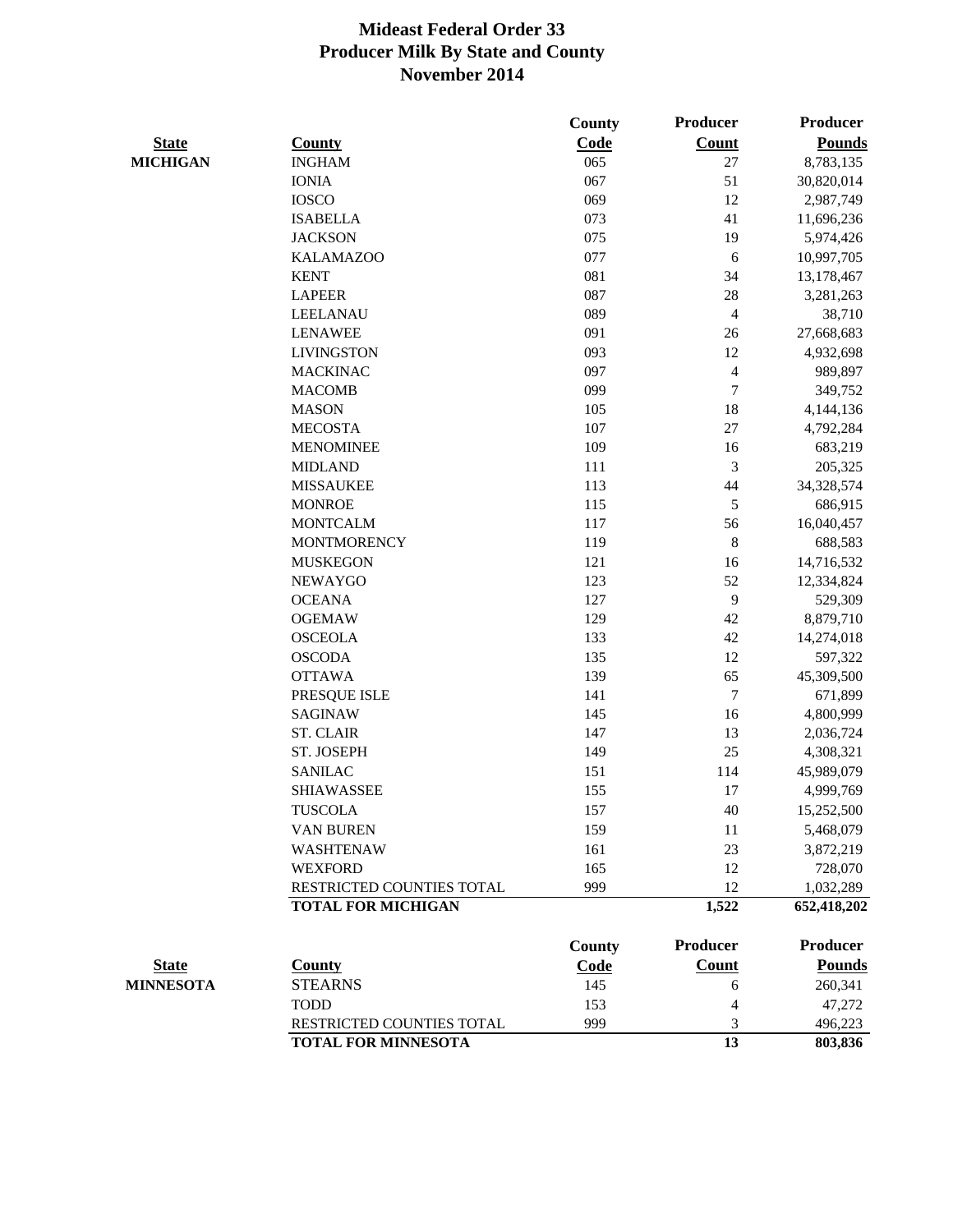# Mideast Federal Order 33
## Producer Milk By State and County
## November 2014

| State | County | County Code | Producer Count | Producer Pounds |
|---|---|---|---|---|
| **MICHIGAN** | INGHAM | 065 | 27 | 8,783,135 |
| | IONIA | 067 | 51 | 30,820,014 |
| | IOSCO | 069 | 12 | 2,987,749 |
| | ISABELLA | 073 | 41 | 11,696,236 |
| | JACKSON | 075 | 19 | 5,974,426 |
| | KALAMAZOO | 077 | 6 | 10,997,705 |
| | KENT | 081 | 34 | 13,178,467 |
| | LAPEER | 087 | 28 | 3,281,263 |
| | LEELANAU | 089 | 4 | 38,710 |
| | LENAWEE | 091 | 26 | 27,668,683 |
| | LIVINGSTON | 093 | 12 | 4,932,698 |
| | MACKINAC | 097 | 4 | 989,897 |
| | MACOMB | 099 | 7 | 349,752 |
| | MASON | 105 | 18 | 4,144,136 |
| | MECOSTA | 107 | 27 | 4,792,284 |
| | MENOMINEE | 109 | 16 | 683,219 |
| | MIDLAND | 111 | 3 | 205,325 |
| | MISSAUKEE | 113 | 44 | 34,328,574 |
| | MONROE | 115 | 5 | 686,915 |
| | MONTCALM | 117 | 56 | 16,040,457 |
| | MONTMORENCY | 119 | 8 | 688,583 |
| | MUSKEGON | 121 | 16 | 14,716,532 |
| | NEWAYGO | 123 | 52 | 12,334,824 |
| | OCEANA | 127 | 9 | 529,309 |
| | OGEMAW | 129 | 42 | 8,879,710 |
| | OSCEOLA | 133 | 42 | 14,274,018 |
| | OSCODA | 135 | 12 | 597,322 |
| | OTTAWA | 139 | 65 | 45,309,500 |
| | PRESQUE ISLE | 141 | 7 | 671,899 |
| | SAGINAW | 145 | 16 | 4,800,999 |
| | ST. CLAIR | 147 | 13 | 2,036,724 |
| | ST. JOSEPH | 149 | 25 | 4,308,321 |
| | SANILAC | 151 | 114 | 45,989,079 |
| | SHIAWASSEE | 155 | 17 | 4,999,769 |
| | TUSCOLA | 157 | 40 | 15,252,500 |
| | VAN BUREN | 159 | 11 | 5,468,079 |
| | WASHTENAW | 161 | 23 | 3,872,219 |
| | WEXFORD | 165 | 12 | 728,070 |
| | RESTRICTED COUNTIES TOTAL | 999 | 12 | 1,032,289 |
| | **TOTAL FOR MICHIGAN** | | **1,522** | **652,418,202** |

| State | County | County Code | Producer Count | Producer Pounds |
|---|---|---|---|---|
| **MINNESOTA** | STEARNS | 145 | 6 | 260,341 |
| | TODD | 153 | 4 | 47,272 |
| | RESTRICTED COUNTIES TOTAL | 999 | 3 | 496,223 |
| | **TOTAL FOR MINNESOTA** | | **13** | **803,836** |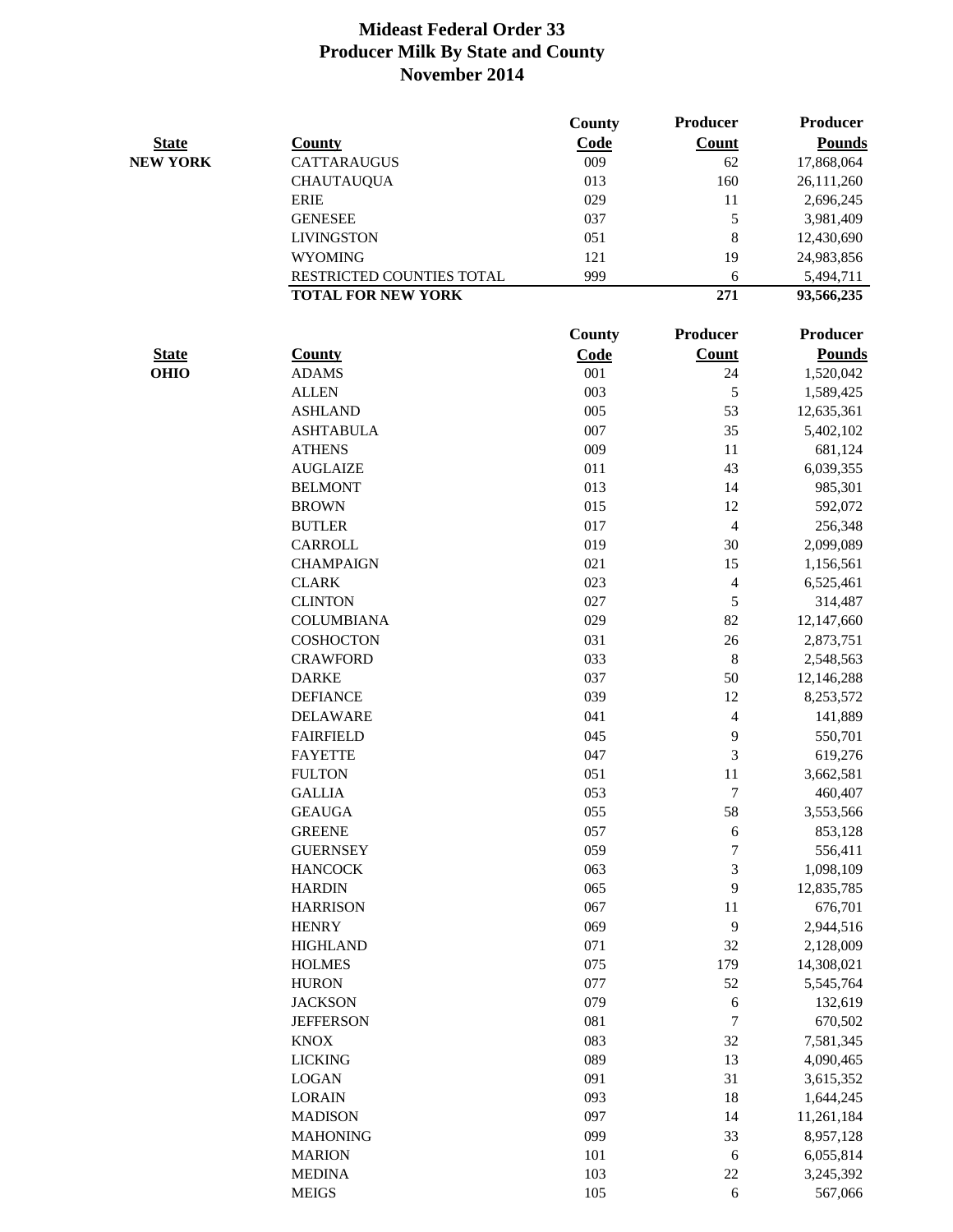# Mideast Federal Order 33
## Producer Milk By State and County
## November 2014

| State | County | County Code | Producer Count | Producer Pounds |
|---|---|---|---|---|
| NEW YORK | CATTARAUGUS | 009 | 62 | 17,868,064 |
| | CHAUTAUQUA | 013 | 160 | 26,111,260 |
| | ERIE | 029 | 11 | 2,696,245 |
| | GENESEE | 037 | 5 | 3,981,409 |
| | LIVINGSTON | 051 | 8 | 12,430,690 |
| | WYOMING | 121 | 19 | 24,983,856 |
| | RESTRICTED COUNTIES TOTAL | 999 | 6 | 5,494,711 |
| | **TOTAL FOR NEW YORK** | | **271** | **93,566,235** |

| State | County | County Code | Producer Count | Producer Pounds |
|---|---|---|---|---|
| OHIO | ADAMS | 001 | 24 | 1,520,042 |
| | ALLEN | 003 | 5 | 1,589,425 |
| | ASHLAND | 005 | 53 | 12,635,361 |
| | ASHTABULA | 007 | 35 | 5,402,102 |
| | ATHENS | 009 | 11 | 681,124 |
| | AUGLAIZE | 011 | 43 | 6,039,355 |
| | BELMONT | 013 | 14 | 985,301 |
| | BROWN | 015 | 12 | 592,072 |
| | BUTLER | 017 | 4 | 256,348 |
| | CARROLL | 019 | 30 | 2,099,089 |
| | CHAMPAIGN | 021 | 15 | 1,156,561 |
| | CLARK | 023 | 4 | 6,525,461 |
| | CLINTON | 027 | 5 | 314,487 |
| | COLUMBIANA | 029 | 82 | 12,147,660 |
| | COSHOCTON | 031 | 26 | 2,873,751 |
| | CRAWFORD | 033 | 8 | 2,548,563 |
| | DARKE | 037 | 50 | 12,146,288 |
| | DEFIANCE | 039 | 12 | 8,253,572 |
| | DELAWARE | 041 | 4 | 141,889 |
| | FAIRFIELD | 045 | 9 | 550,701 |
| | FAYETTE | 047 | 3 | 619,276 |
| | FULTON | 051 | 11 | 3,662,581 |
| | GALLIA | 053 | 7 | 460,407 |
| | GEAUGA | 055 | 58 | 3,553,566 |
| | GREENE | 057 | 6 | 853,128 |
| | GUERNSEY | 059 | 7 | 556,411 |
| | HANCOCK | 063 | 3 | 1,098,109 |
| | HARDIN | 065 | 9 | 12,835,785 |
| | HARRISON | 067 | 11 | 676,701 |
| | HENRY | 069 | 9 | 2,944,516 |
| | HIGHLAND | 071 | 32 | 2,128,009 |
| | HOLMES | 075 | 179 | 14,308,021 |
| | HURON | 077 | 52 | 5,545,764 |
| | JACKSON | 079 | 6 | 132,619 |
| | JEFFERSON | 081 | 7 | 670,502 |
| | KNOX | 083 | 32 | 7,581,345 |
| | LICKING | 089 | 13 | 4,090,465 |
| | LOGAN | 091 | 31 | 3,615,352 |
| | LORAIN | 093 | 18 | 1,644,245 |
| | MADISON | 097 | 14 | 11,261,184 |
| | MAHONING | 099 | 33 | 8,957,128 |
| | MARION | 101 | 6 | 6,055,814 |
| | MEDINA | 103 | 22 | 3,245,392 |
| | MEIGS | 105 | 6 | 567,066 |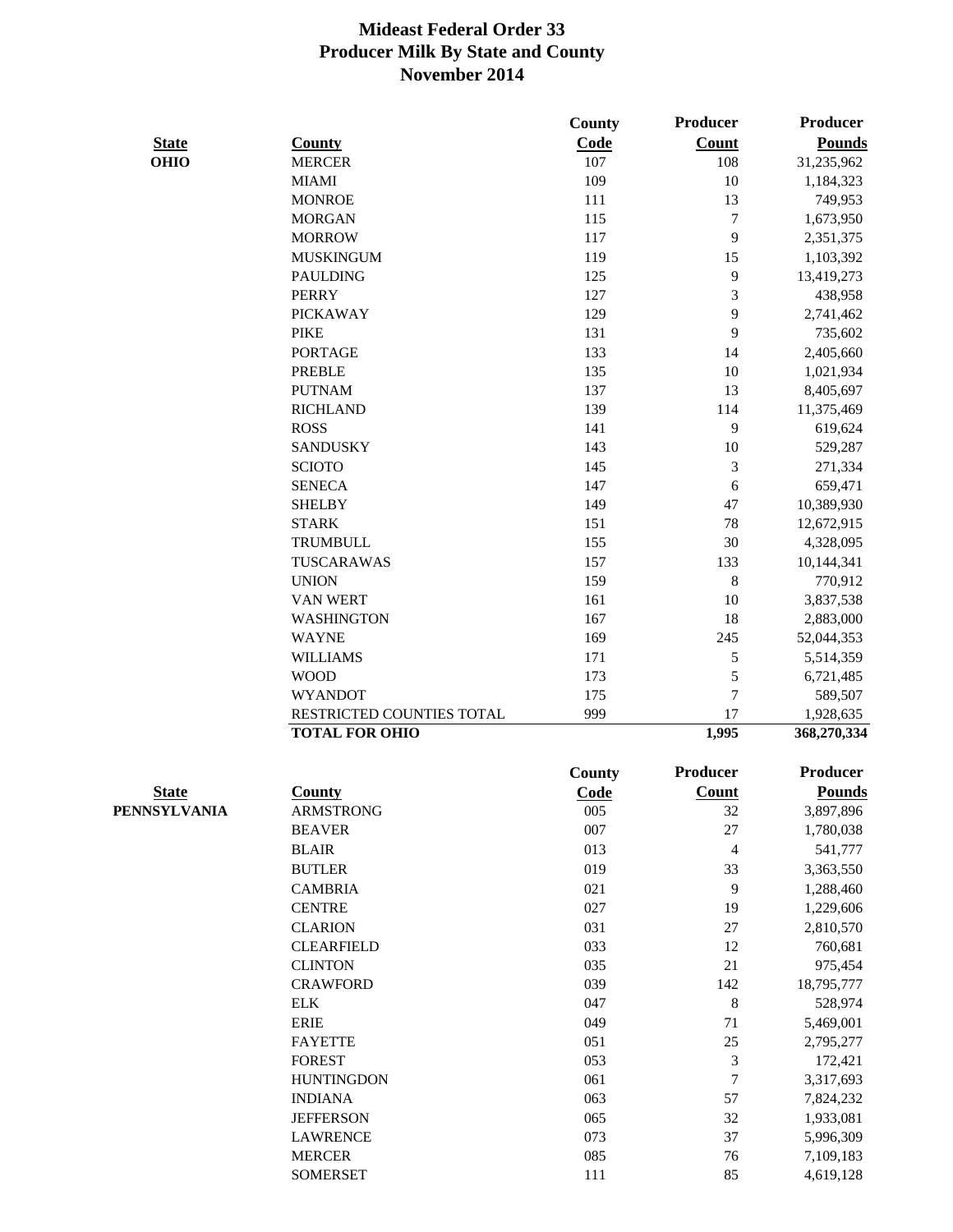# Mideast Federal Order 33
# Producer Milk By State and County
# November 2014

| State | County | County Code | Producer Count | Producer Pounds |
|---|---|---|---|---|
| OHIO | MERCER | 107 | 108 | 31,235,962 |
| | MIAMI | 109 | 10 | 1,184,323 |
| | MONROE | 111 | 13 | 749,953 |
| | MORGAN | 115 | 7 | 1,673,950 |
| | MORROW | 117 | 9 | 2,351,375 |
| | MUSKINGUM | 119 | 15 | 1,103,392 |
| | PAULDING | 125 | 9 | 13,419,273 |
| | PERRY | 127 | 3 | 438,958 |
| | PICKAWAY | 129 | 9 | 2,741,462 |
| | PIKE | 131 | 9 | 735,602 |
| | PORTAGE | 133 | 14 | 2,405,660 |
| | PREBLE | 135 | 10 | 1,021,934 |
| | PUTNAM | 137 | 13 | 8,405,697 |
| | RICHLAND | 139 | 114 | 11,375,469 |
| | ROSS | 141 | 9 | 619,624 |
| | SANDUSKY | 143 | 10 | 529,287 |
| | SCIOTO | 145 | 3 | 271,334 |
| | SENECA | 147 | 6 | 659,471 |
| | SHELBY | 149 | 47 | 10,389,930 |
| | STARK | 151 | 78 | 12,672,915 |
| | TRUMBULL | 155 | 30 | 4,328,095 |
| | TUSCARAWAS | 157 | 133 | 10,144,341 |
| | UNION | 159 | 8 | 770,912 |
| | VAN WERT | 161 | 10 | 3,837,538 |
| | WASHINGTON | 167 | 18 | 2,883,000 |
| | WAYNE | 169 | 245 | 52,044,353 |
| | WILLIAMS | 171 | 5 | 5,514,359 |
| | WOOD | 173 | 5 | 6,721,485 |
| | WYANDOT | 175 | 7 | 589,507 |
| | RESTRICTED COUNTIES TOTAL | 999 | 17 | 1,928,635 |
| | **TOTAL FOR OHIO** | | **1,995** | **368,270,334** |

| State | County | County Code | Producer Count | Producer Pounds |
|---|---|---|---|---|
| PENNSYLVANIA | ARMSTRONG | 005 | 32 | 3,897,896 |
| | BEAVER | 007 | 27 | 1,780,038 |
| | BLAIR | 013 | 4 | 541,777 |
| | BUTLER | 019 | 33 | 3,363,550 |
| | CAMBRIA | 021 | 9 | 1,288,460 |
| | CENTRE | 027 | 19 | 1,229,606 |
| | CLARION | 031 | 27 | 2,810,570 |
| | CLEARFIELD | 033 | 12 | 760,681 |
| | CLINTON | 035 | 21 | 975,454 |
| | CRAWFORD | 039 | 142 | 18,795,777 |
| | ELK | 047 | 8 | 528,974 |
| | ERIE | 049 | 71 | 5,469,001 |
| | FAYETTE | 051 | 25 | 2,795,277 |
| | FOREST | 053 | 3 | 172,421 |
| | HUNTINGDON | 061 | 7 | 3,317,693 |
| | INDIANA | 063 | 57 | 7,824,232 |
| | JEFFERSON | 065 | 32 | 1,933,081 |
| | LAWRENCE | 073 | 37 | 5,996,309 |
| | MERCER | 085 | 76 | 7,109,183 |
| | SOMERSET | 111 | 85 | 4,619,128 |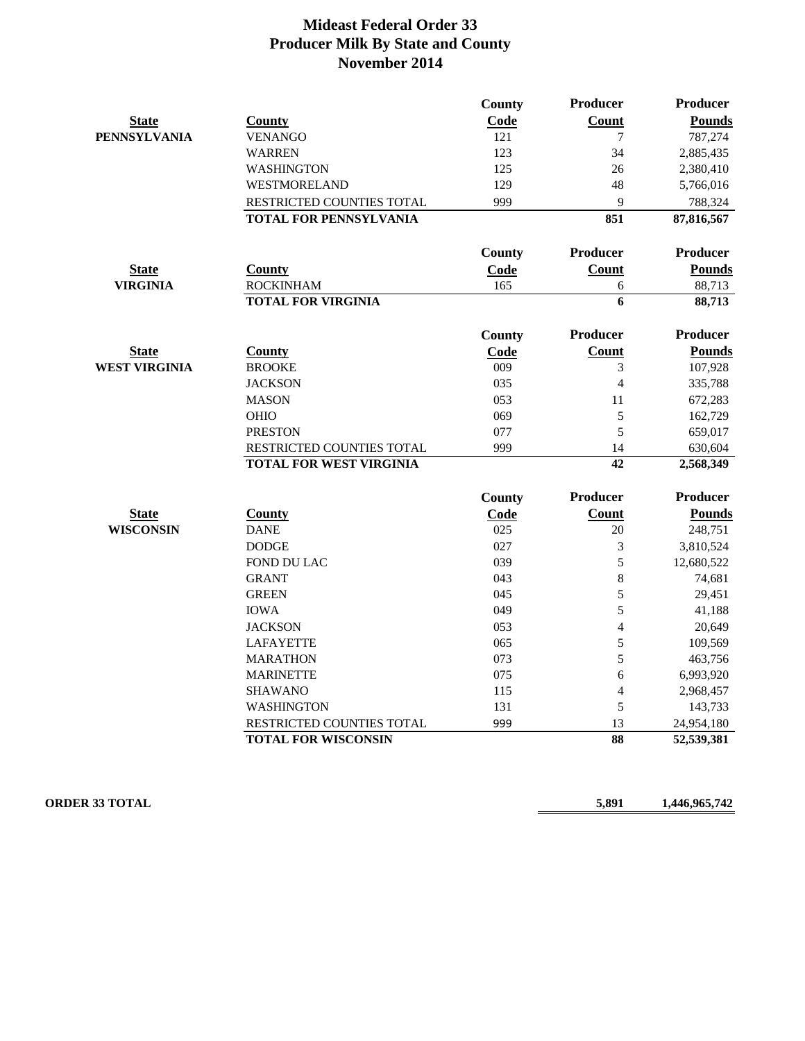# Mideast Federal Order 33
## Producer Milk By State and County
## November 2014

| State | County | County Code | Producer Count | Producer Pounds |
|---|---|---|---|---|
| PENNSYLVANIA | VENANGO | 121 | 7 | 787,274 |
| | WARREN | 123 | 34 | 2,885,435 |
| | WASHINGTON | 125 | 26 | 2,380,410 |
| | WESTMORELAND | 129 | 48 | 5,766,016 |
| | RESTRICTED COUNTIES TOTAL | 999 | 9 | 788,324 |
| | **TOTAL FOR PENNSYLVANIA** | | **851** | **87,816,567** |

| State | County | County Code | Producer Count | Producer Pounds |
|---|---|---|---|---|
| VIRGINIA | ROCKINHAM | 165 | 6 | 88,713 |
| | **TOTAL FOR VIRGINIA** | | **6** | **88,713** |

| State | County | County Code | Producer Count | Producer Pounds |
|---|---|---|---|---|
| WEST VIRGINIA | BROOKE | 009 | 3 | 107,928 |
| | JACKSON | 035 | 4 | 335,788 |
| | MASON | 053 | 11 | 672,283 |
| | OHIO | 069 | 5 | 162,729 |
| | PRESTON | 077 | 5 | 659,017 |
| | RESTRICTED COUNTIES TOTAL | 999 | 14 | 630,604 |
| | **TOTAL FOR WEST VIRGINIA** | | **42** | **2,568,349** |

| State | County | County Code | Producer Count | Producer Pounds |
|---|---|---|---|---|
| WISCONSIN | DANE | 025 | 20 | 248,751 |
| | DODGE | 027 | 3 | 3,810,524 |
| | FOND DU LAC | 039 | 5 | 12,680,522 |
| | GRANT | 043 | 8 | 74,681 |
| | GREEN | 045 | 5 | 29,451 |
| | IOWA | 049 | 5 | 41,188 |
| | JACKSON | 053 | 4 | 20,649 |
| | LAFAYETTE | 065 | 5 | 109,569 |
| | MARATHON | 073 | 5 | 463,756 |
| | MARINETTE | 075 | 6 | 6,993,920 |
| | SHAWANO | 115 | 4 | 2,968,457 |
| | WASHINGTON | 131 | 5 | 143,733 |
| | RESTRICTED COUNTIES TOTAL | 999 | 13 | 24,954,180 |
| | **TOTAL FOR WISCONSIN** | | **88** | **52,539,381** |

| | | | | |
|---|---|---|---|---|
| **ORDER 33 TOTAL** | | | **5,891** | **1,446,965,742** |